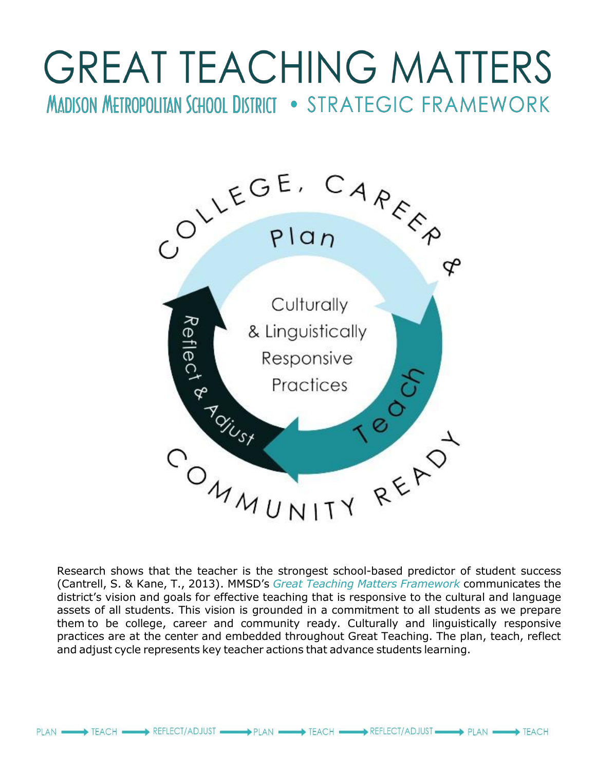# GREAT TEACHING MATTERS

## Madison Metropolitan School District • STRATEGIC FRAMEWORK

COLLEGE, CAREER & COMMUNITY READY

Plan

Teach

Reflect & Adjust

Culturally & Linguistically Responsive Practices

Research shows that the teacher is the strongest school-based predictor of student success (Cantrell, S. & Kane, T., 2013). MMSD's *Great Teaching Matters Framework* communicates the district's vision and goals for effective teaching that is responsive to the cultural and language assets of all students. This vision is grounded in a commitment to all students as we prepare them to be college, career and community ready. Culturally and linguistically responsive practices are at the center and embedded throughout Great Teaching. The plan, teach, reflect and adjust cycle represents key teacher actions that advance students learning.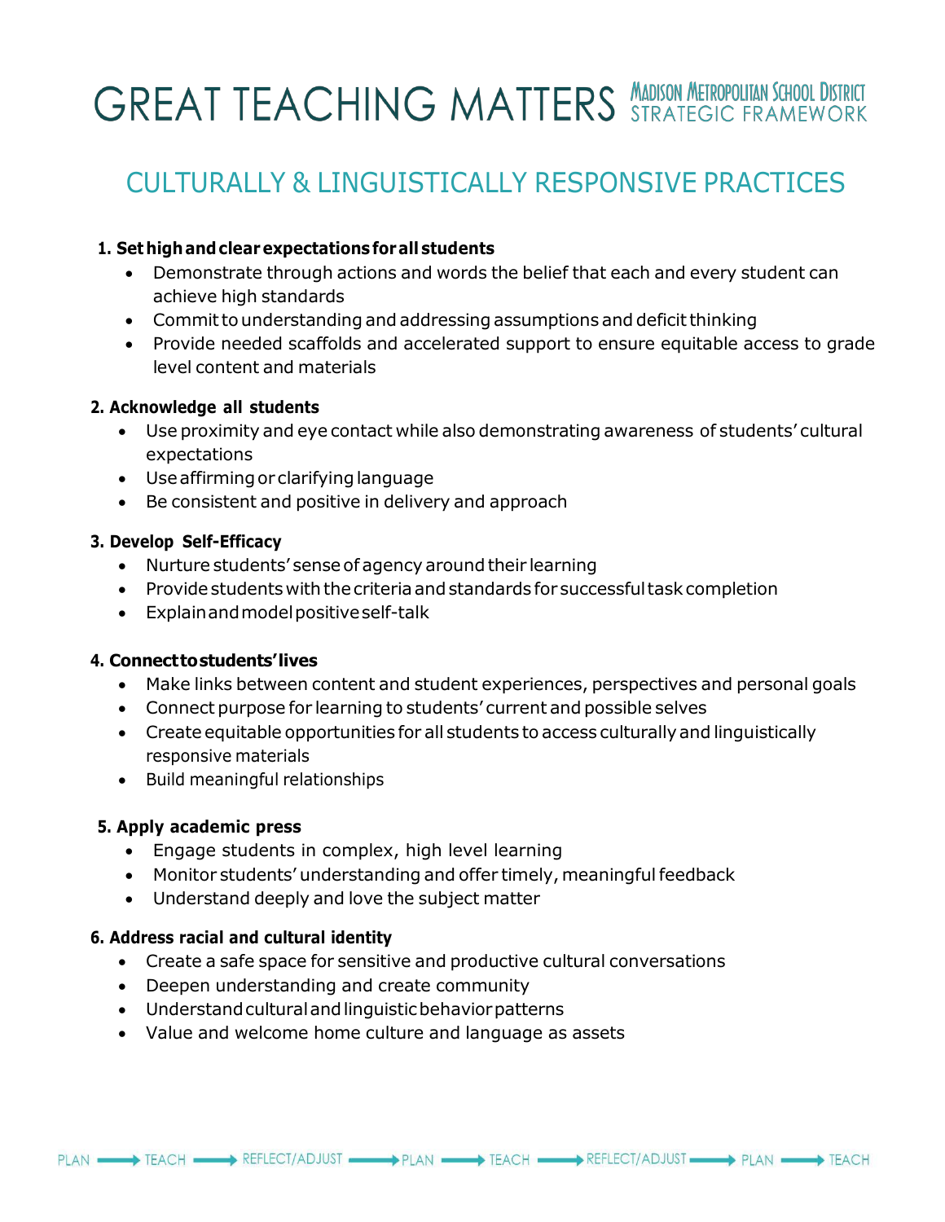# GREAT TEACHING MATTERS

MADISON METROPOLITAN SCHOOL DISTRICT STRATEGIC FRAMEWORK

## CULTURALLY & LINGUISTICALLY RESPONSIVE PRACTICES

**1. Set high and clear expectations for all students**

- Demonstrate through actions and words the belief that each and every student can achieve high standards
- Commit to understanding and addressing assumptions and deficit thinking
- Provide needed scaffolds and accelerated support to ensure equitable access to grade level content and materials

**2. Acknowledge all students**

- Use proximity and eye contact while also demonstrating awareness of students' cultural expectations
- Use affirming or clarifying language
- Be consistent and positive in delivery and approach

**3. Develop Self-Efficacy**

- Nurture students' sense of agency around their learning
- Provide students with the criteria and standards for successful task completion
- Explain and model positive self-talk

**4. Connect to students' lives**

- Make links between content and student experiences, perspectives and personal goals
- Connect purpose for learning to students' current and possible selves
- Create equitable opportunities for all students to access culturally and linguistically responsive materials
- Build meaningful relationships

**5. Apply academic press**

- Engage students in complex, high level learning
- Monitor students' understanding and offer timely, meaningful feedback
- Understand deeply and love the subject matter

**6. Address racial and cultural identity**

- Create a safe space for sensitive and productive cultural conversations
- Deepen understanding and create community
- Understand cultural and linguistic behavior patterns
- Value and welcome home culture and language as assets

PLAN → TEACH → REFLECT/ADJUST → PLAN → TEACH → REFLECT/ADJUST → PLAN → TEACH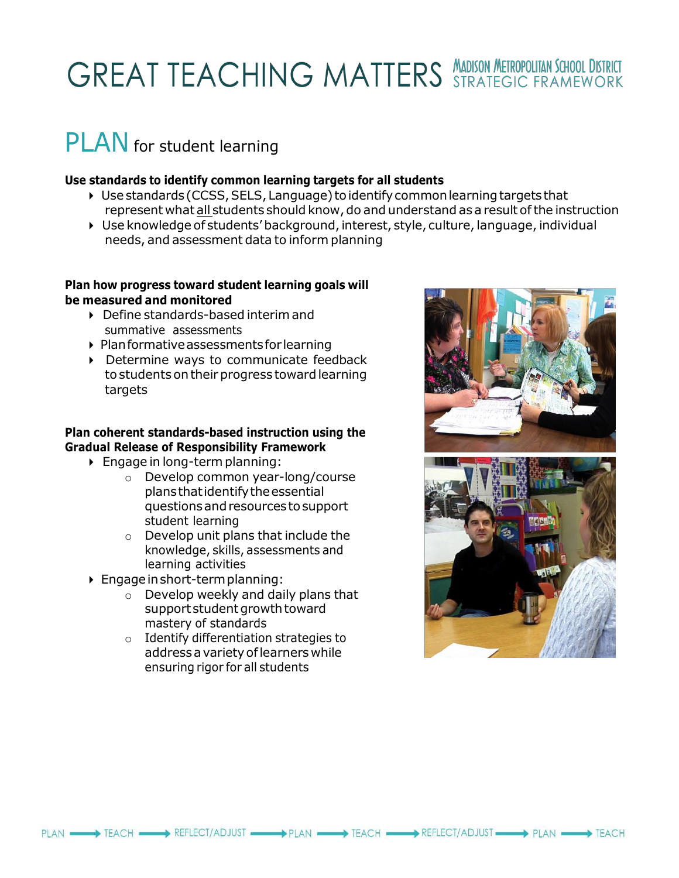# GREAT TEACHING MATTERS

MADISON METROPOLITAN SCHOOL DISTRICT STRATEGIC FRAMEWORK

## PLAN for student learning

**Use standards to identify common learning targets for all students**

- Use standards (CCSS, SELS, Language) to identify common learning targets that represent what all students should know, do and understand as a result of the instruction
- Use knowledge of students' background, interest, style, culture, language, individual needs, and assessment data to inform planning

**Plan how progress toward student learning goals will be measured and monitored**

- Define standards-based interim and summative assessments
- Plan formative assessments for learning
- Determine ways to communicate feedback to students on their progress toward learning targets

**Plan coherent standards-based instruction using the Gradual Release of Responsibility Framework**

- Engage in long-term planning:
  - Develop common year-long/course plans that identify the essential questions and resources to support student learning
  - Develop unit plans that include the knowledge, skills, assessments and learning activities
- Engage in short-term planning:
  - Develop weekly and daily plans that support student growth toward mastery of standards
  - Identify differentiation strategies to address a variety of learners while ensuring rigor for all students

PLAN → TEACH → REFLECT/ADJUST → PLAN → TEACH → REFLECT/ADJUST → PLAN → TEACH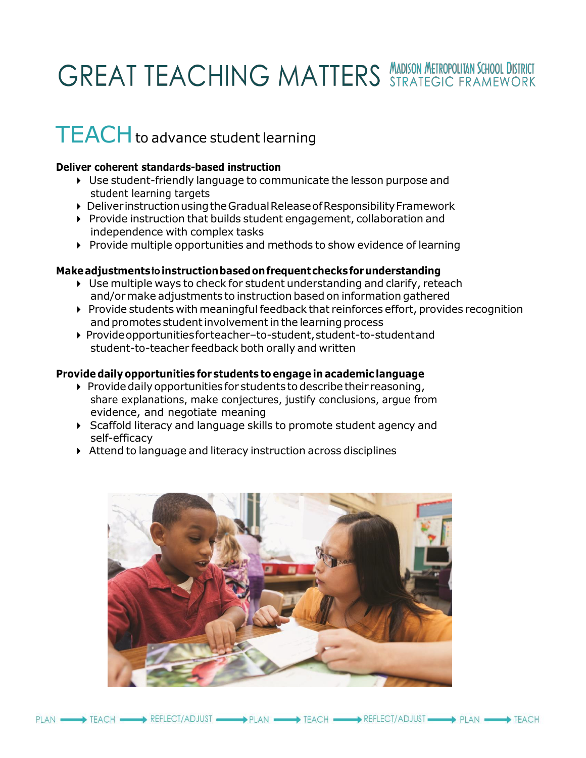# GREAT TEACHING MATTERS

MADISON METROPOLITAN SCHOOL DISTRICT STRATEGIC FRAMEWORK

## TEACH to advance student learning

**Deliver coherent standards-based instruction**

- Use student-friendly language to communicate the lesson purpose and student learning targets
- Deliver instruction using the Gradual Release of Responsibility Framework
- Provide instruction that builds student engagement, collaboration and independence with complex tasks
- Provide multiple opportunities and methods to show evidence of learning

**Make adjustments to instruction based on frequent checks for understanding**

- Use multiple ways to check for student understanding and clarify, reteach and/or make adjustments to instruction based on information gathered
- Provide students with meaningful feedback that reinforces effort, provides recognition and promotes student involvement in the learning process
- Provide opportunities for teacher–to-student, student-to-student and student-to-teacher feedback both orally and written

**Provide daily opportunities for students to engage in academic language**

- Provide daily opportunities for students to describe their reasoning, share explanations, make conjectures, justify conclusions, argue from evidence, and negotiate meaning
- Scaffold literacy and language skills to promote student agency and self-efficacy
- Attend to language and literacy instruction across disciplines

PLAN → TEACH → REFLECT/ADJUST → PLAN → TEACH → REFLECT/ADJUST → PLAN → TEACH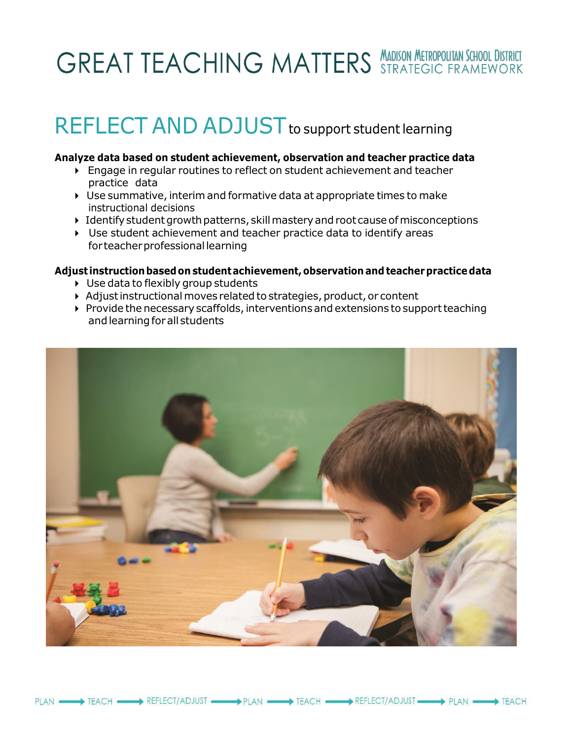# GREAT TEACHING MATTERS

MADISON METROPOLITAN SCHOOL DISTRICT STRATEGIC FRAMEWORK

## REFLECT AND ADJUST to support student learning

**Analyze data based on student achievement, observation and teacher practice data**

- Engage in regular routines to reflect on student achievement and teacher practice data
- Use summative, interim and formative data at appropriate times to make instructional decisions
- Identify student growth patterns, skill mastery and root cause of misconceptions
- Use student achievement and teacher practice data to identify areas for teacher professional learning

**Adjust instruction based on student achievement, observation and teacher practice data**

- Use data to flexibly group students
- Adjust instructional moves related to strategies, product, or content
- Provide the necessary scaffolds, interventions and extensions to support teaching and learning for all students

PLAN → TEACH → REFLECT/ADJUST → PLAN → TEACH → REFLECT/ADJUST → PLAN → TEACH